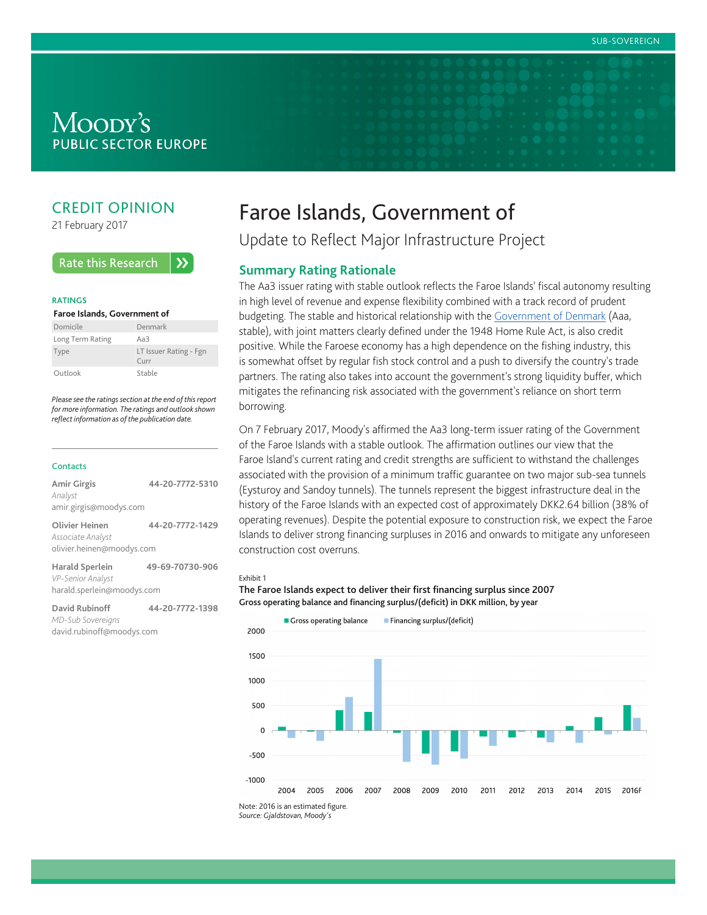SUB-SOVEREIGN

MOODY'S
PUBLIC SECTOR EUROPE

## CREDIT OPINION

21 February 2017

Rate this Research

**RATINGS**

**Faroe Islands, Government of**

| | |
|---|---|
| Domicile | Denmark |
| Long Term Rating | Aa3 |
| Type | LT Issuer Rating - Fgn Curr |
| Outlook | Stable |

*Please see the ratings section at the end of this report for more information. The ratings and outlook shown reflect information as of the publication date.*

**Contacts**

**Amir Girgis** 44-20-7772-5310
*Analyst*
amir.girgis@moodys.com

**Olivier Heinen** 44-20-7772-1429
*Associate Analyst*
olivier.heinen@moodys.com

**Harald Sperlein** 49-69-70730-906
*VP-Senior Analyst*
harald.sperlein@moodys.com

**David Rubinoff** 44-20-7772-1398
*MD-Sub Sovereigns*
david.rubinoff@moodys.com

# Faroe Islands, Government of

Update to Reflect Major Infrastructure Project

## Summary Rating Rationale

The Aa3 issuer rating with stable outlook reflects the Faroe Islands' fiscal autonomy resulting in high level of revenue and expense flexibility combined with a track record of prudent budgeting. The stable and historical relationship with the Government of Denmark (Aaa, stable), with joint matters clearly defined under the 1948 Home Rule Act, is also credit positive. While the Faroese economy has a high dependence on the fishing industry, this is somewhat offset by regular fish stock control and a push to diversify the country's trade partners. The rating also takes into account the government's strong liquidity buffer, which mitigates the refinancing risk associated with the government's reliance on short term borrowing.

On 7 February 2017, Moody's affirmed the Aa3 long-term issuer rating of the Government of the Faroe Islands with a stable outlook. The affirmation outlines our view that the Faroe Island's current rating and credit strengths are sufficient to withstand the challenges associated with the provision of a minimum traffic guarantee on two major sub-sea tunnels (Eysturoy and Sandoy tunnels). The tunnels represent the biggest infrastructure deal in the history of the Faroe Islands with an expected cost of approximately DKK2.64 billion (38% of operating revenues). Despite the potential exposure to construction risk, we expect the Faroe Islands to deliver strong financing surpluses in 2016 and onwards to mitigate any unforeseen construction cost overruns.

Exhibit 1

**The Faroe Islands expect to deliver their first financing surplus since 2007**
**Gross operating balance and financing surplus/(deficit) in DKK million, by year**

Note: 2016 is an estimated figure.
*Source: Gjaldstovan, Moody's*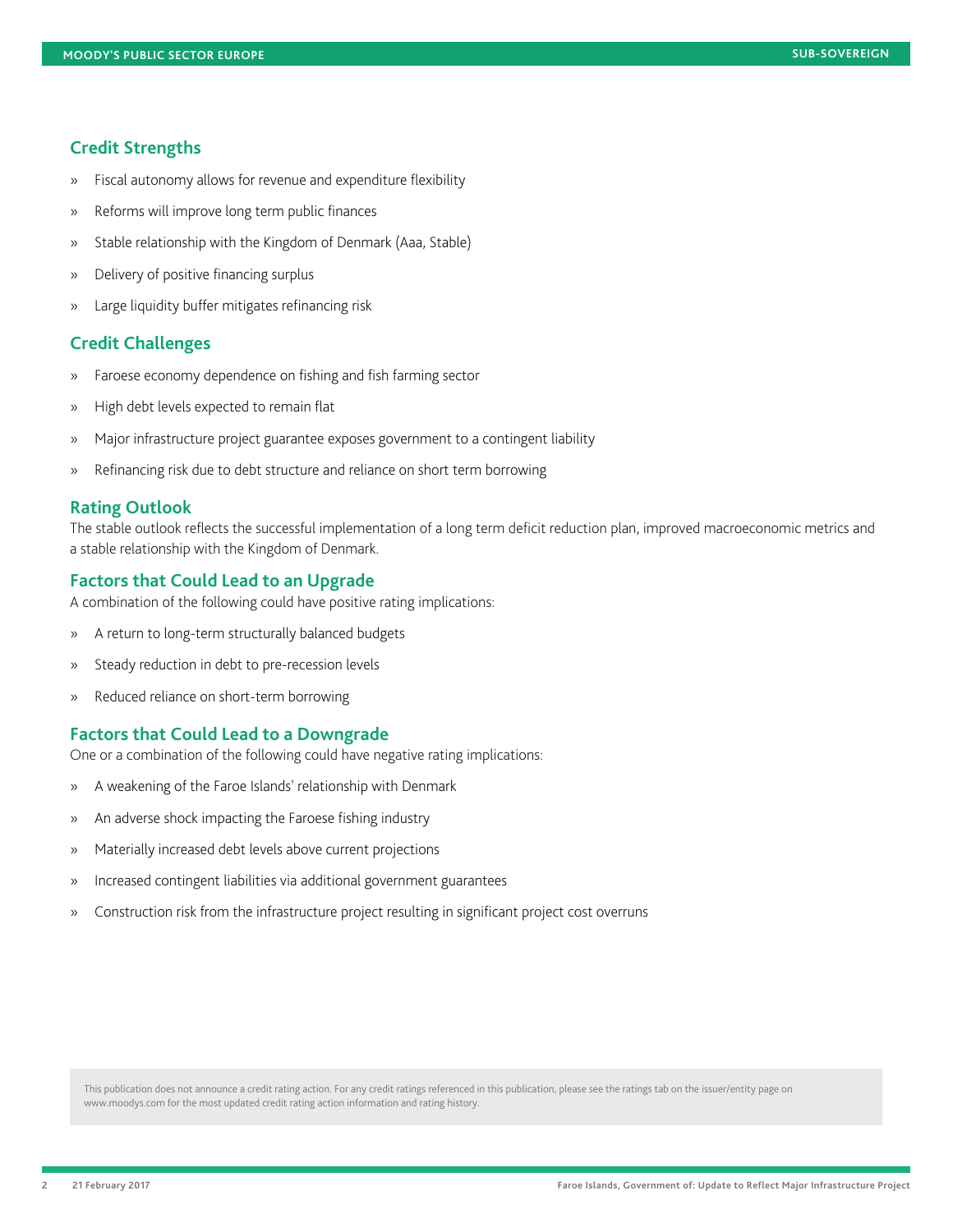## Credit Strengths

- Fiscal autonomy allows for revenue and expenditure flexibility
- Reforms will improve long term public finances
- Stable relationship with the Kingdom of Denmark (Aaa, Stable)
- Delivery of positive financing surplus
- Large liquidity buffer mitigates refinancing risk

## Credit Challenges

- Faroese economy dependence on fishing and fish farming sector
- High debt levels expected to remain flat
- Major infrastructure project guarantee exposes government to a contingent liability
- Refinancing risk due to debt structure and reliance on short term borrowing

## Rating Outlook

The stable outlook reflects the successful implementation of a long term deficit reduction plan, improved macroeconomic metrics and a stable relationship with the Kingdom of Denmark.

## Factors that Could Lead to an Upgrade

A combination of the following could have positive rating implications:

- A return to long-term structurally balanced budgets
- Steady reduction in debt to pre-recession levels
- Reduced reliance on short-term borrowing

## Factors that Could Lead to a Downgrade

One or a combination of the following could have negative rating implications:

- A weakening of the Faroe Islands' relationship with Denmark
- An adverse shock impacting the Faroese fishing industry
- Materially increased debt levels above current projections
- Increased contingent liabilities via additional government guarantees
- Construction risk from the infrastructure project resulting in significant project cost overruns

This publication does not announce a credit rating action. For any credit ratings referenced in this publication, please see the ratings tab on the issuer/entity page on www.moodys.com for the most updated credit rating action information and rating history.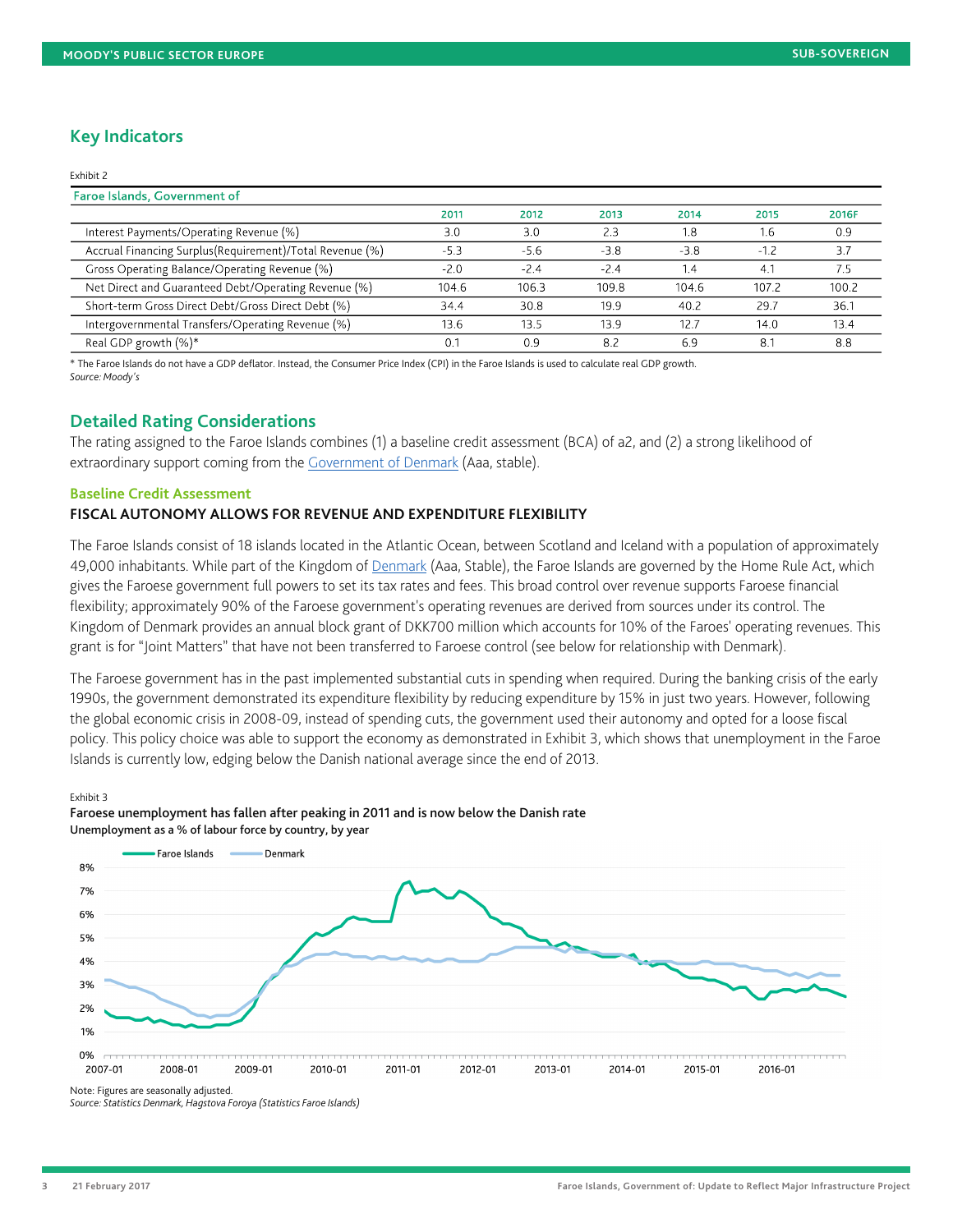## Key Indicators

Exhibit 2

| Faroe Islands, Government of | 2011 | 2012 | 2013 | 2014 | 2015 | 2016F |
|---|---|---|---|---|---|---|
| Interest Payments/Operating Revenue (%) | 3.0 | 3.0 | 2.3 | 1.8 | 1.6 | 0.9 |
| Accrual Financing Surplus(Requirement)/Total Revenue (%) | -5.3 | -5.6 | -3.8 | -3.8 | -1.2 | 3.7 |
| Gross Operating Balance/Operating Revenue (%) | -2.0 | -2.4 | -2.4 | 1.4 | 4.1 | 7.5 |
| Net Direct and Guaranteed Debt/Operating Revenue (%) | 104.6 | 106.3 | 109.8 | 104.6 | 107.2 | 100.2 |
| Short-term Gross Direct Debt/Gross Direct Debt (%) | 34.4 | 30.8 | 19.9 | 40.2 | 29.7 | 36.1 |
| Intergovernmental Transfers/Operating Revenue (%) | 13.6 | 13.5 | 13.9 | 12.7 | 14.0 | 13.4 |
| Real GDP growth (%)* | 0.1 | 0.9 | 8.2 | 6.9 | 8.1 | 8.8 |

\* The Faroe Islands do not have a GDP deflator. Instead, the Consumer Price Index (CPI) in the Faroe Islands is used to calculate real GDP growth.
*Source: Moody's*

## Detailed Rating Considerations

The rating assigned to the Faroe Islands combines (1) a baseline credit assessment (BCA) of a2, and (2) a strong likelihood of extraordinary support coming from the Government of Denmark (Aaa, stable).

### Baseline Credit Assessment

#### FISCAL AUTONOMY ALLOWS FOR REVENUE AND EXPENDITURE FLEXIBILITY

The Faroe Islands consist of 18 islands located in the Atlantic Ocean, between Scotland and Iceland with a population of approximately 49,000 inhabitants. While part of the Kingdom of Denmark (Aaa, Stable), the Faroe Islands are governed by the Home Rule Act, which gives the Faroese government full powers to set its tax rates and fees. This broad control over revenue supports Faroese financial flexibility; approximately 90% of the Faroese government's operating revenues are derived from sources under its control. The Kingdom of Denmark provides an annual block grant of DKK700 million which accounts for 10% of the Faroes' operating revenues. This grant is for "Joint Matters" that have not been transferred to Faroese control (see below for relationship with Denmark).

The Faroese government has in the past implemented substantial cuts in spending when required. During the banking crisis of the early 1990s, the government demonstrated its expenditure flexibility by reducing expenditure by 15% in just two years. However, following the global economic crisis in 2008-09, instead of spending cuts, the government used their autonomy and opted for a loose fiscal policy. This policy choice was able to support the economy as demonstrated in Exhibit 3, which shows that unemployment in the Faroe Islands is currently low, edging below the Danish national average since the end of 2013.

Exhibit 3
**Faroese unemployment has fallen after peaking in 2011 and is now below the Danish rate**
**Unemployment as a % of labour force by country, by year**

Note: Figures are seasonally adjusted.
*Source: Statistics Denmark, Hagstova Foroya (Statistics Faroe Islands)*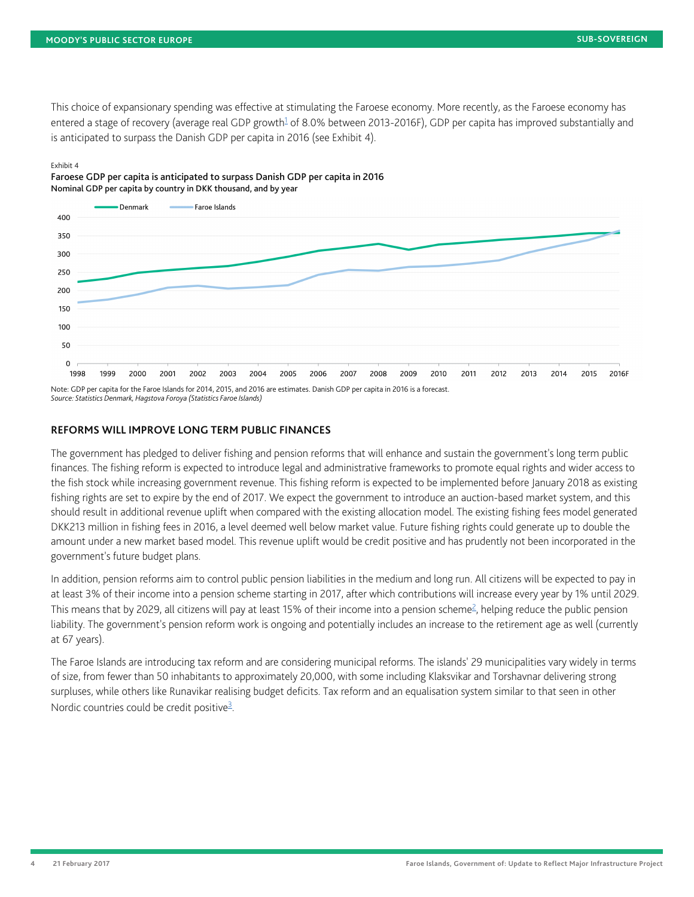This choice of expansionary spending was effective at stimulating the Faroese economy. More recently, as the Faroese economy has entered a stage of recovery (average real GDP growth[1] of 8.0% between 2013-2016F), GDP per capita has improved substantially and is anticipated to surpass the Danish GDP per capita in 2016 (see Exhibit 4).

Exhibit 4

**Faroese GDP per capita is anticipated to surpass Danish GDP per capita in 2016**
**Nominal GDP per capita by country in DKK thousand, and by year**

Note: GDP per capita for the Faroe Islands for 2014, 2015, and 2016 are estimates. Danish GDP per capita in 2016 is a forecast.
*Source: Statistics Denmark, Hagstova Foroya (Statistics Faroe Islands)*

## REFORMS WILL IMPROVE LONG TERM PUBLIC FINANCES

The government has pledged to deliver fishing and pension reforms that will enhance and sustain the government's long term public finances. The fishing reform is expected to introduce legal and administrative frameworks to promote equal rights and wider access to the fish stock while increasing government revenue. This fishing reform is expected to be implemented before January 2018 as existing fishing rights are set to expire by the end of 2017. We expect the government to introduce an auction-based market system, and this should result in additional revenue uplift when compared with the existing allocation model. The existing fishing fees model generated DKK213 million in fishing fees in 2016, a level deemed well below market value. Future fishing rights could generate up to double the amount under a new market based model. This revenue uplift would be credit positive and has prudently not been incorporated in the government's future budget plans.

In addition, pension reforms aim to control public pension liabilities in the medium and long run. All citizens will be expected to pay in at least 3% of their income into a pension scheme starting in 2017, after which contributions will increase every year by 1% until 2029. This means that by 2029, all citizens will pay at least 15% of their income into a pension scheme[2], helping reduce the public pension liability. The government's pension reform work is ongoing and potentially includes an increase to the retirement age as well (currently at 67 years).

The Faroe Islands are introducing tax reform and are considering municipal reforms. The islands' 29 municipalities vary widely in terms of size, from fewer than 50 inhabitants to approximately 20,000, with some including Klaksvikar and Torshavnar delivering strong surpluses, while others like Runavikar realising budget deficits. Tax reform and an equalisation system similar to that seen in other Nordic countries could be credit positive[3].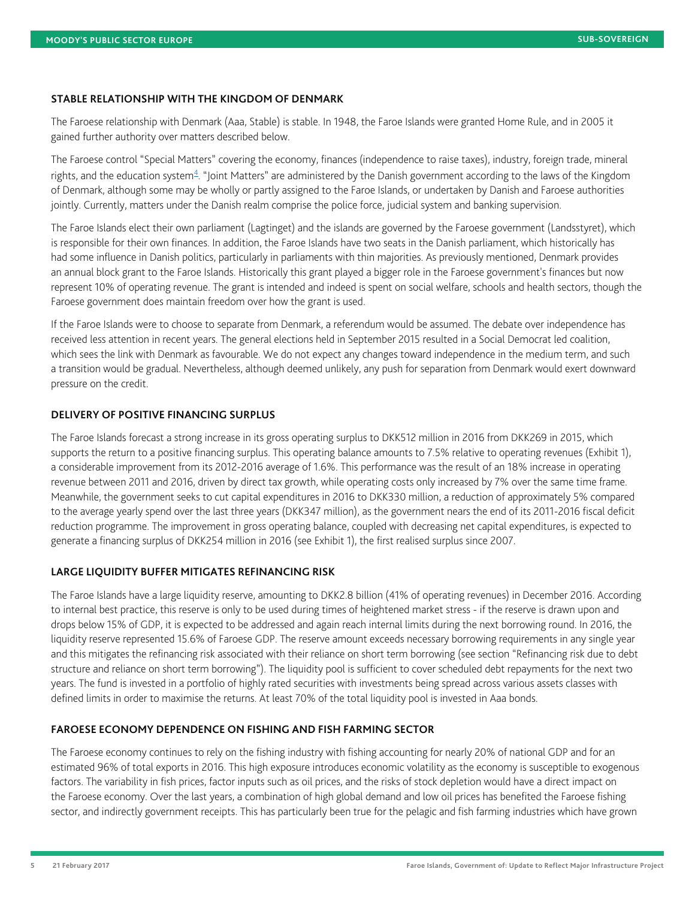## STABLE RELATIONSHIP WITH THE KINGDOM OF DENMARK

The Faroese relationship with Denmark (Aaa, Stable) is stable. In 1948, the Faroe Islands were granted Home Rule, and in 2005 it gained further authority over matters described below.

The Faroese control "Special Matters" covering the economy, finances (independence to raise taxes), industry, foreign trade, mineral rights, and the education system[4]. "Joint Matters" are administered by the Danish government according to the laws of the Kingdom of Denmark, although some may be wholly or partly assigned to the Faroe Islands, or undertaken by Danish and Faroese authorities jointly. Currently, matters under the Danish realm comprise the police force, judicial system and banking supervision.

The Faroe Islands elect their own parliament (Lagtinget) and the islands are governed by the Faroese government (Landsstyret), which is responsible for their own finances. In addition, the Faroe Islands have two seats in the Danish parliament, which historically has had some influence in Danish politics, particularly in parliaments with thin majorities. As previously mentioned, Denmark provides an annual block grant to the Faroe Islands. Historically this grant played a bigger role in the Faroese government's finances but now represent 10% of operating revenue. The grant is intended and indeed is spent on social welfare, schools and health sectors, though the Faroese government does maintain freedom over how the grant is used.

If the Faroe Islands were to choose to separate from Denmark, a referendum would be assumed. The debate over independence has received less attention in recent years. The general elections held in September 2015 resulted in a Social Democrat led coalition, which sees the link with Denmark as favourable. We do not expect any changes toward independence in the medium term, and such a transition would be gradual. Nevertheless, although deemed unlikely, any push for separation from Denmark would exert downward pressure on the credit.

## DELIVERY OF POSITIVE FINANCING SURPLUS

The Faroe Islands forecast a strong increase in its gross operating surplus to DKK512 million in 2016 from DKK269 in 2015, which supports the return to a positive financing surplus. This operating balance amounts to 7.5% relative to operating revenues (Exhibit 1), a considerable improvement from its 2012-2016 average of 1.6%. This performance was the result of an 18% increase in operating revenue between 2011 and 2016, driven by direct tax growth, while operating costs only increased by 7% over the same time frame. Meanwhile, the government seeks to cut capital expenditures in 2016 to DKK330 million, a reduction of approximately 5% compared to the average yearly spend over the last three years (DKK347 million), as the government nears the end of its 2011-2016 fiscal deficit reduction programme. The improvement in gross operating balance, coupled with decreasing net capital expenditures, is expected to generate a financing surplus of DKK254 million in 2016 (see Exhibit 1), the first realised surplus since 2007.

## LARGE LIQUIDITY BUFFER MITIGATES REFINANCING RISK

The Faroe Islands have a large liquidity reserve, amounting to DKK2.8 billion (41% of operating revenues) in December 2016. According to internal best practice, this reserve is only to be used during times of heightened market stress - if the reserve is drawn upon and drops below 15% of GDP, it is expected to be addressed and again reach internal limits during the next borrowing round. In 2016, the liquidity reserve represented 15.6% of Faroese GDP. The reserve amount exceeds necessary borrowing requirements in any single year and this mitigates the refinancing risk associated with their reliance on short term borrowing (see section "Refinancing risk due to debt structure and reliance on short term borrowing"). The liquidity pool is sufficient to cover scheduled debt repayments for the next two years. The fund is invested in a portfolio of highly rated securities with investments being spread across various assets classes with defined limits in order to maximise the returns. At least 70% of the total liquidity pool is invested in Aaa bonds.

## FAROESE ECONOMY DEPENDENCE ON FISHING AND FISH FARMING SECTOR

The Faroese economy continues to rely on the fishing industry with fishing accounting for nearly 20% of national GDP and for an estimated 96% of total exports in 2016. This high exposure introduces economic volatility as the economy is susceptible to exogenous factors. The variability in fish prices, factor inputs such as oil prices, and the risks of stock depletion would have a direct impact on the Faroese economy. Over the last years, a combination of high global demand and low oil prices has benefited the Faroese fishing sector, and indirectly government receipts. This has particularly been true for the pelagic and fish farming industries which have grown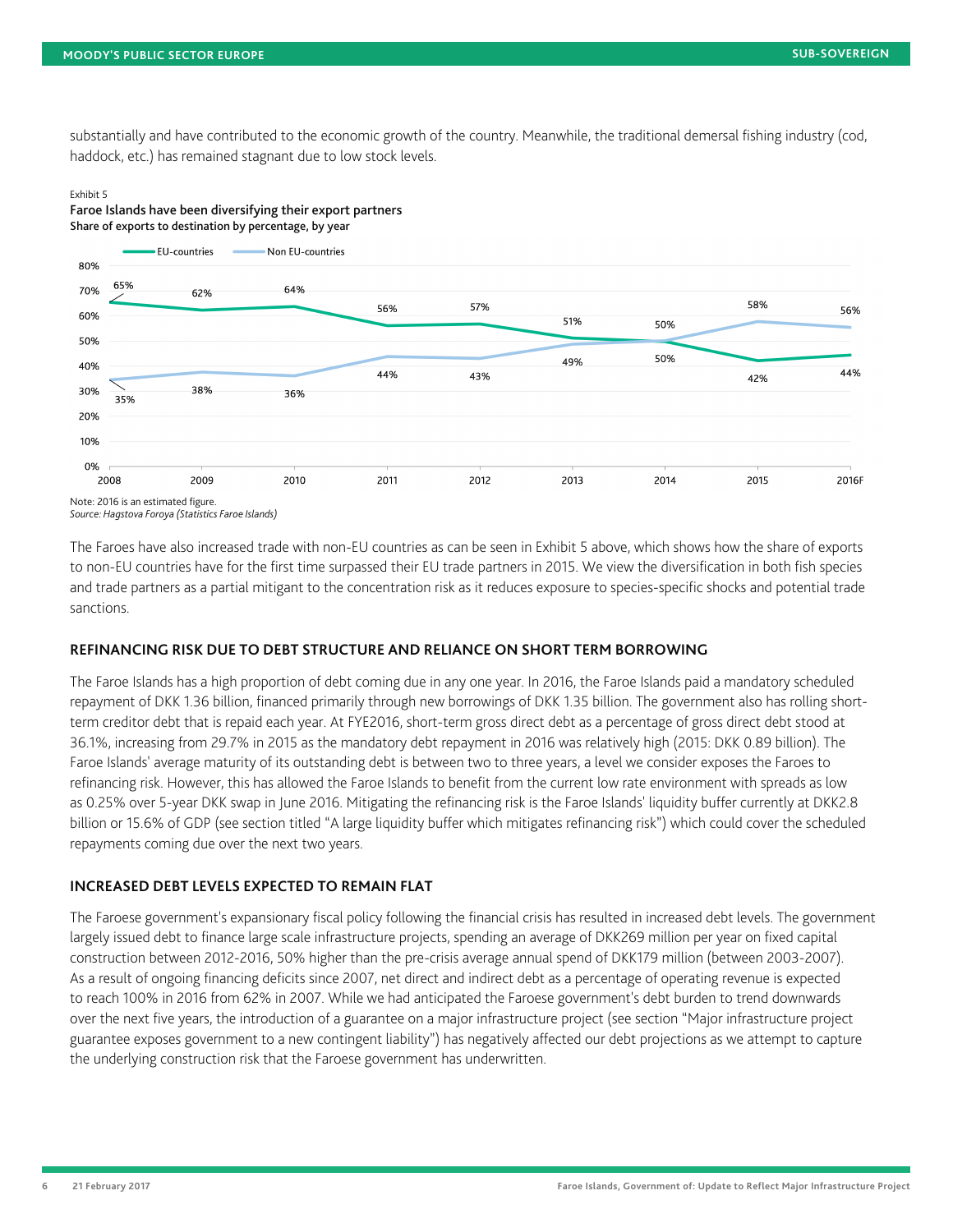substantially and have contributed to the economic growth of the country. Meanwhile, the traditional demersal fishing industry (cod, haddock, etc.) has remained stagnant due to low stock levels.

Exhibit 5

**Faroe Islands have been diversifying their export partners**
**Share of exports to destination by percentage, by year**

| Year | EU-countries | Non EU-countries |
|---|---|---|
| 2008 | 65% | 35% |
| 2009 | 62% | 38% |
| 2010 | 64% | 36% |
| 2011 | 56% | 44% |
| 2012 | 57% | 43% |
| 2013 | 51% | 49% |
| 2014 | 50% | 50% |
| 2015 | 42% | 58% |
| 2016F | 44% | 56% |

Note: 2016 is an estimated figure.
*Source: Hagstova Foroya (Statistics Faroe Islands)*

The Faroes have also increased trade with non-EU countries as can be seen in Exhibit 5 above, which shows how the share of exports to non-EU countries have for the first time surpassed their EU trade partners in 2015. We view the diversification in both fish species and trade partners as a partial mitigant to the concentration risk as it reduces exposure to species-specific shocks and potential trade sanctions.

### REFINANCING RISK DUE TO DEBT STRUCTURE AND RELIANCE ON SHORT TERM BORROWING

The Faroe Islands has a high proportion of debt coming due in any one year. In 2016, the Faroe Islands paid a mandatory scheduled repayment of DKK 1.36 billion, financed primarily through new borrowings of DKK 1.35 billion. The government also has rolling short-term creditor debt that is repaid each year. At FYE2016, short-term gross direct debt as a percentage of gross direct debt stood at 36.1%, increasing from 29.7% in 2015 as the mandatory debt repayment in 2016 was relatively high (2015: DKK 0.89 billion). The Faroe Islands' average maturity of its outstanding debt is between two to three years, a level we consider exposes the Faroes to refinancing risk. However, this has allowed the Faroe Islands to benefit from the current low rate environment with spreads as low as 0.25% over 5-year DKK swap in June 2016. Mitigating the refinancing risk is the Faroe Islands' liquidity buffer currently at DKK2.8 billion or 15.6% of GDP (see section titled "A large liquidity buffer which mitigates refinancing risk") which could cover the scheduled repayments coming due over the next two years.

### INCREASED DEBT LEVELS EXPECTED TO REMAIN FLAT

The Faroese government's expansionary fiscal policy following the financial crisis has resulted in increased debt levels. The government largely issued debt to finance large scale infrastructure projects, spending an average of DKK269 million per year on fixed capital construction between 2012-2016, 50% higher than the pre-crisis average annual spend of DKK179 million (between 2003-2007). As a result of ongoing financing deficits since 2007, net direct and indirect debt as a percentage of operating revenue is expected to reach 100% in 2016 from 62% in 2007. While we had anticipated the Faroese government's debt burden to trend downwards over the next five years, the introduction of a guarantee on a major infrastructure project (see section "Major infrastructure project guarantee exposes government to a new contingent liability") has negatively affected our debt projections as we attempt to capture the underlying construction risk that the Faroese government has underwritten.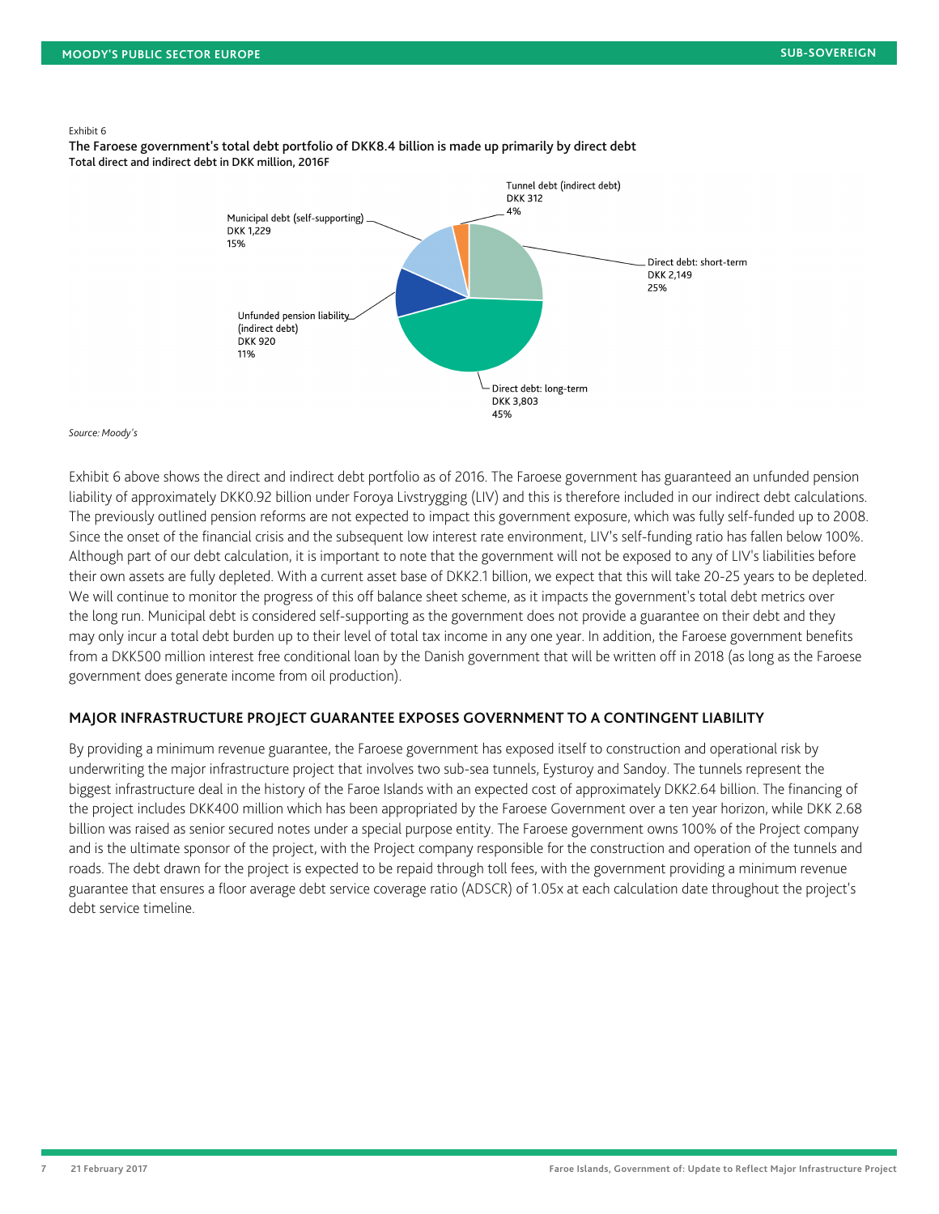Exhibit 6

**The Faroese government's total debt portfolio of DKK8.4 billion is made up primarily by direct debt**
**Total direct and indirect debt in DKK million, 2016F**

| Category | DKK million | Share |
| --- | --- | --- |
| Direct debt: short-term | 2,149 | 25% |
| Direct debt: long-term | 3,803 | 45% |
| Unfunded pension liability (indirect debt) | 920 | 11% |
| Municipal debt (self-supporting) | 1,229 | 15% |
| Tunnel debt (indirect debt) | 312 | 4% |

*Source: Moody's*

Exhibit 6 above shows the direct and indirect debt portfolio as of 2016. The Faroese government has guaranteed an unfunded pension liability of approximately DKK0.92 billion under Foroya Livstrygging (LIV) and this is therefore included in our indirect debt calculations. The previously outlined pension reforms are not expected to impact this government exposure, which was fully self-funded up to 2008. Since the onset of the financial crisis and the subsequent low interest rate environment, LIV's self-funding ratio has fallen below 100%. Although part of our debt calculation, it is important to note that the government will not be exposed to any of LIV's liabilities before their own assets are fully depleted. With a current asset base of DKK2.1 billion, we expect that this will take 20-25 years to be depleted. We will continue to monitor the progress of this off balance sheet scheme, as it impacts the government's total debt metrics over the long run. Municipal debt is considered self-supporting as the government does not provide a guarantee on their debt and they may only incur a total debt burden up to their level of total tax income in any one year. In addition, the Faroese government benefits from a DKK500 million interest free conditional loan by the Danish government that will be written off in 2018 (as long as the Faroese government does generate income from oil production).

## MAJOR INFRASTRUCTURE PROJECT GUARANTEE EXPOSES GOVERNMENT TO A CONTINGENT LIABILITY

By providing a minimum revenue guarantee, the Faroese government has exposed itself to construction and operational risk by underwriting the major infrastructure project that involves two sub-sea tunnels, Eysturoy and Sandoy. The tunnels represent the biggest infrastructure deal in the history of the Faroe Islands with an expected cost of approximately DKK2.64 billion. The financing of the project includes DKK400 million which has been appropriated by the Faroese Government over a ten year horizon, while DKK 2.68 billion was raised as senior secured notes under a special purpose entity. The Faroese government owns 100% of the Project company and is the ultimate sponsor of the project, with the Project company responsible for the construction and operation of the tunnels and roads. The debt drawn for the project is expected to be repaid through toll fees, with the government providing a minimum revenue guarantee that ensures a floor average debt service coverage ratio (ADSCR) of 1.05x at each calculation date throughout the project's debt service timeline.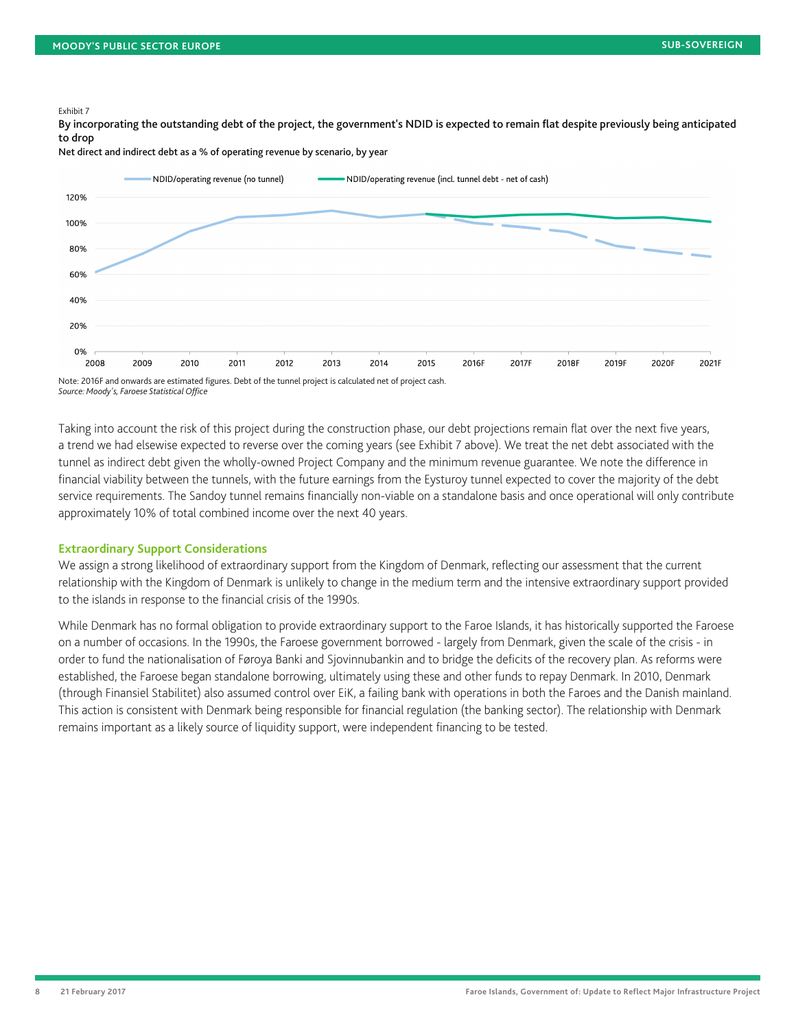Exhibit 7

**By incorporating the outstanding debt of the project, the government's NDID is expected to remain flat despite previously being anticipated to drop**

Net direct and indirect debt as a % of operating revenue by scenario, by year

Note: 2016F and onwards are estimated figures. Debt of the tunnel project is calculated net of project cash.
*Source: Moody's, Faroese Statistical Office*

Taking into account the risk of this project during the construction phase, our debt projections remain flat over the next five years, a trend we had elsewise expected to reverse over the coming years (see Exhibit 7 above). We treat the net debt associated with the tunnel as indirect debt given the wholly-owned Project Company and the minimum revenue guarantee. We note the difference in financial viability between the tunnels, with the future earnings from the Eysturoy tunnel expected to cover the majority of the debt service requirements. The Sandoy tunnel remains financially non-viable on a standalone basis and once operational will only contribute approximately 10% of total combined income over the next 40 years.

## Extraordinary Support Considerations

We assign a strong likelihood of extraordinary support from the Kingdom of Denmark, reflecting our assessment that the current relationship with the Kingdom of Denmark is unlikely to change in the medium term and the intensive extraordinary support provided to the islands in response to the financial crisis of the 1990s.

While Denmark has no formal obligation to provide extraordinary support to the Faroe Islands, it has historically supported the Faroese on a number of occasions. In the 1990s, the Faroese government borrowed - largely from Denmark, given the scale of the crisis - in order to fund the nationalisation of Føroya Banki and Sjovinnubankin and to bridge the deficits of the recovery plan. As reforms were established, the Faroese began standalone borrowing, ultimately using these and other funds to repay Denmark. In 2010, Denmark (through Finansiel Stabilitet) also assumed control over EiK, a failing bank with operations in both the Faroes and the Danish mainland. This action is consistent with Denmark being responsible for financial regulation (the banking sector). The relationship with Denmark remains important as a likely source of liquidity support, were independent financing to be tested.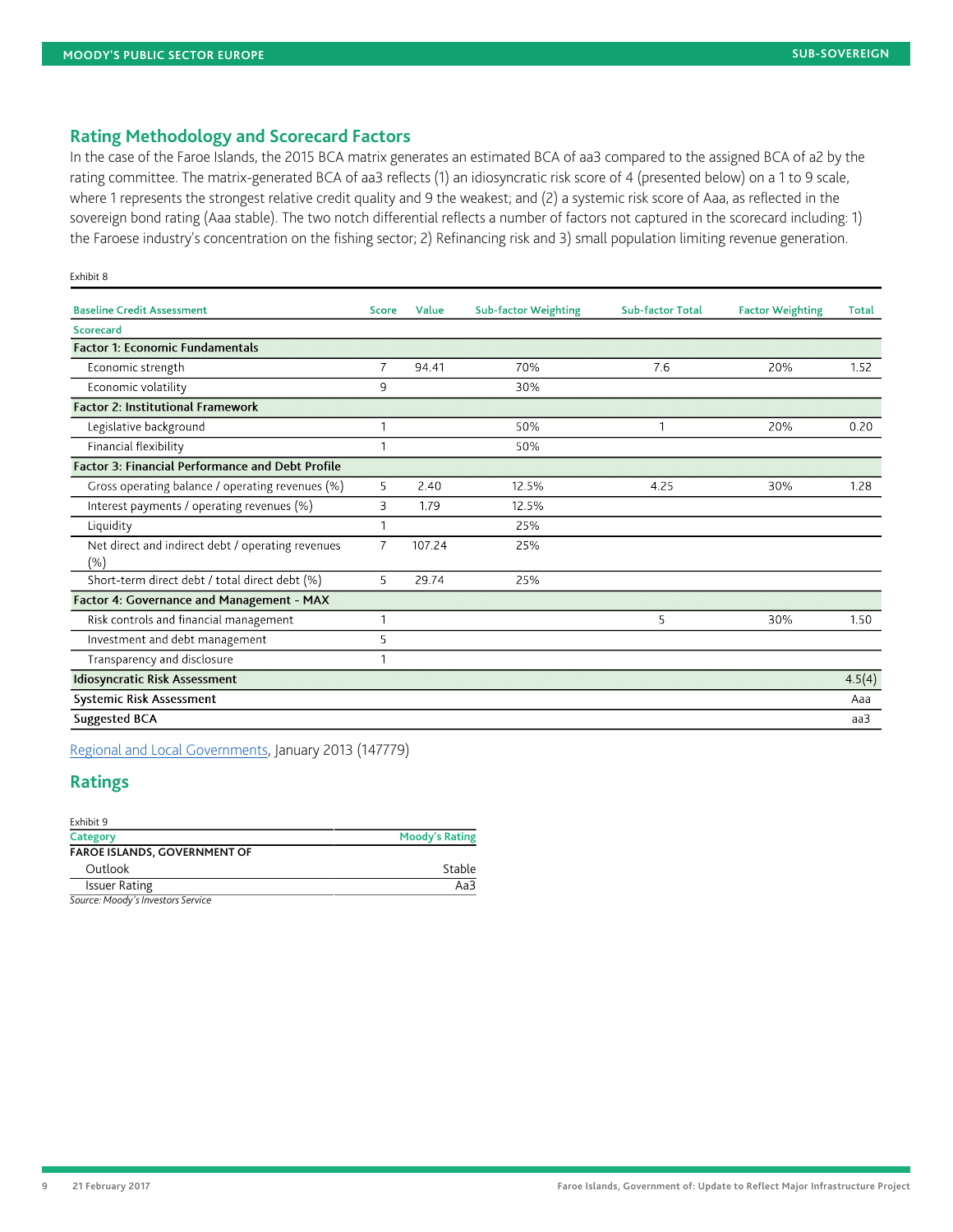## Rating Methodology and Scorecard Factors

In the case of the Faroe Islands, the 2015 BCA matrix generates an estimated BCA of aa3 compared to the assigned BCA of a2 by the rating committee. The matrix-generated BCA of aa3 reflects (1) an idiosyncratic risk score of 4 (presented below) on a 1 to 9 scale, where 1 represents the strongest relative credit quality and 9 the weakest; and (2) a systemic risk score of Aaa, as reflected in the sovereign bond rating (Aaa stable). The two notch differential reflects a number of factors not captured in the scorecard including: 1) the Faroese industry's concentration on the fishing sector; 2) Refinancing risk and 3) small population limiting revenue generation.

Exhibit 8

| Baseline Credit Assessment | Score | Value | Sub-factor Weighting | Sub-factor Total | Factor Weighting | Total |
|---|---|---|---|---|---|---|
| Scorecard | | | | | | |
| **Factor 1: Economic Fundamentals** | | | | | | |
| Economic strength | 7 | 94.41 | 70% | 7.6 | 20% | 1.52 |
| Economic volatility | 9 | | 30% | | | |
| **Factor 2: Institutional Framework** | | | | | | |
| Legislative background | 1 | | 50% | 1 | 20% | 0.20 |
| Financial flexibility | 1 | | 50% | | | |
| **Factor 3: Financial Performance and Debt Profile** | | | | | | |
| Gross operating balance / operating revenues (%) | 5 | 2.40 | 12.5% | 4.25 | 30% | 1.28 |
| Interest payments / operating revenues (%) | 3 | 1.79 | 12.5% | | | |
| Liquidity | 1 | | 25% | | | |
| Net direct and indirect debt / operating revenues (%) | 7 | 107.24 | 25% | | | |
| Short-term direct debt / total direct debt (%) | 5 | 29.74 | 25% | | | |
| **Factor 4: Governance and Management - MAX** | | | | | | |
| Risk controls and financial management | 1 | | | 5 | 30% | 1.50 |
| Investment and debt management | 5 | | | | | |
| Transparency and disclosure | 1 | | | | | |
| **Idiosyncratic Risk Assessment** | | | | | | 4.5(4) |
| **Systemic Risk Assessment** | | | | | | Aaa |
| **Suggested BCA** | | | | | | aa3 |

Regional and Local Governments, January 2013 (147779)

## Ratings

Exhibit 9

| Category | Moody's Rating |
|---|---|
| **FAROE ISLANDS, GOVERNMENT OF** | |
| Outlook | Stable |
| Issuer Rating | Aa3 |

*Source: Moody's Investors Service*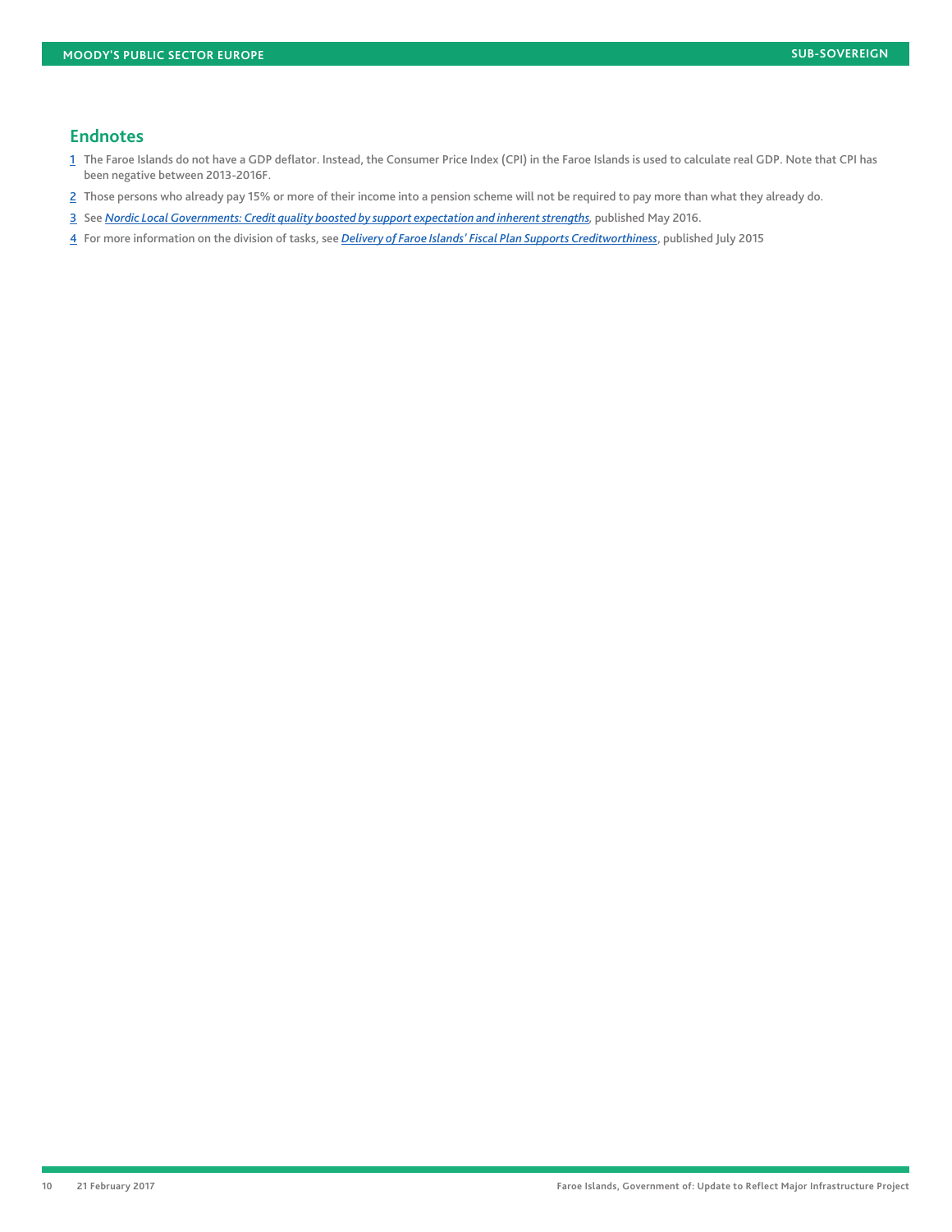## Endnotes

1. The Faroe Islands do not have a GDP deflator. Instead, the Consumer Price Index (CPI) in the Faroe Islands is used to calculate real GDP. Note that CPI has been negative between 2013-2016F.
2. Those persons who already pay 15% or more of their income into a pension scheme will not be required to pay more than what they already do.
3. See *Nordic Local Governments: Credit quality boosted by support expectation and inherent strengths*, published May 2016.
4. For more information on the division of tasks, see *Delivery of Faroe Islands' Fiscal Plan Supports Creditworthiness*, published July 2015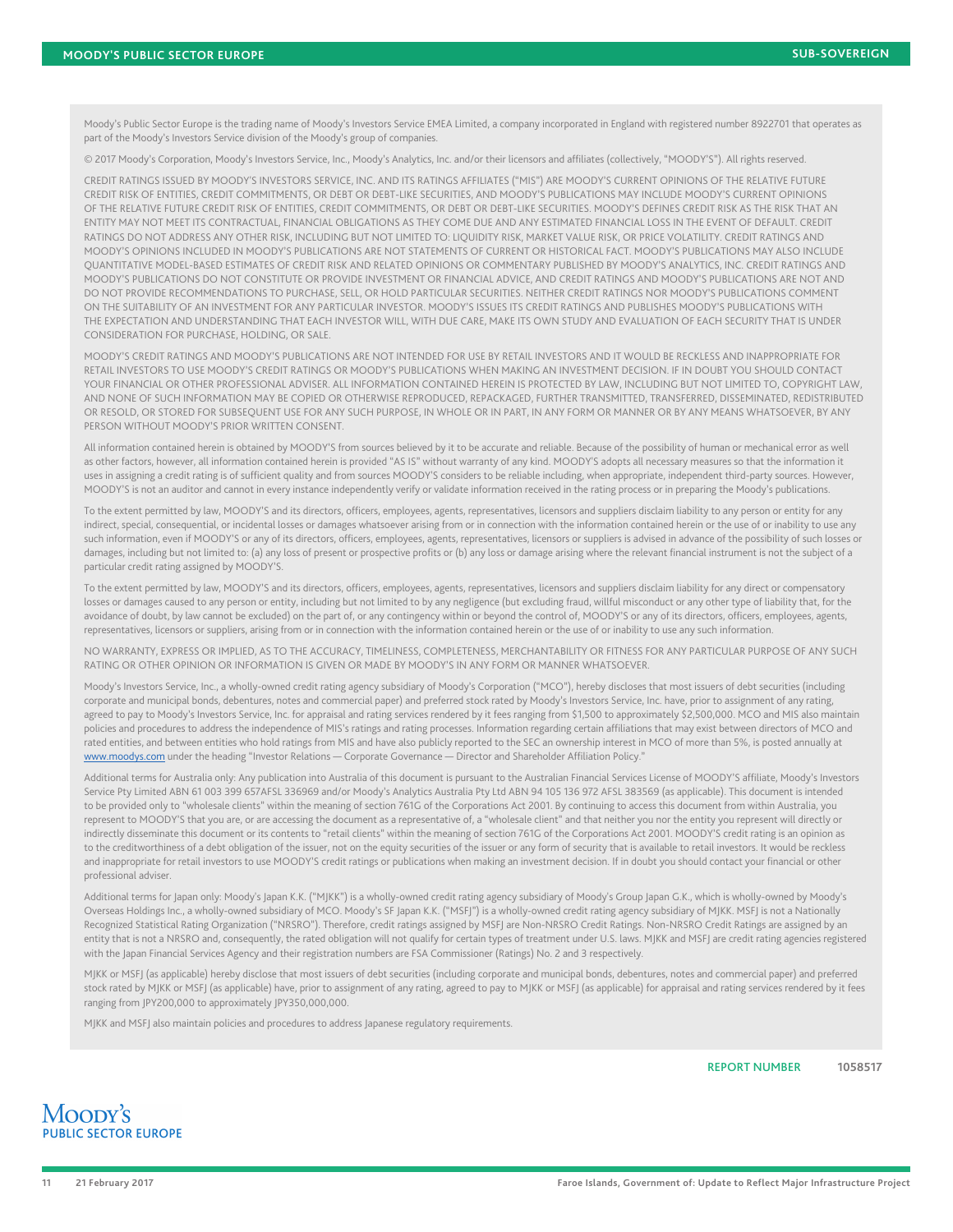Moody's Public Sector Europe is the trading name of Moody's Investors Service EMEA Limited, a company incorporated in England with registered number 8922701 that operates as part of the Moody's Investors Service division of the Moody's group of companies.

© 2017 Moody's Corporation, Moody's Investors Service, Inc., Moody's Analytics, Inc. and/or their licensors and affiliates (collectively, "MOODY'S"). All rights reserved.

CREDIT RATINGS ISSUED BY MOODY'S INVESTORS SERVICE, INC. AND ITS RATINGS AFFILIATES ("MIS") ARE MOODY'S CURRENT OPINIONS OF THE RELATIVE FUTURE CREDIT RISK OF ENTITIES, CREDIT COMMITMENTS, OR DEBT OR DEBT-LIKE SECURITIES, AND MOODY'S PUBLICATIONS MAY INCLUDE MOODY'S CURRENT OPINIONS OF THE RELATIVE FUTURE CREDIT RISK OF ENTITIES, CREDIT COMMITMENTS, OR DEBT OR DEBT-LIKE SECURITIES. MOODY'S DEFINES CREDIT RISK AS THE RISK THAT AN ENTITY MAY NOT MEET ITS CONTRACTUAL, FINANCIAL OBLIGATIONS AS THEY COME DUE AND ANY ESTIMATED FINANCIAL LOSS IN THE EVENT OF DEFAULT. CREDIT RATINGS DO NOT ADDRESS ANY OTHER RISK, INCLUDING BUT NOT LIMITED TO: LIQUIDITY RISK, MARKET VALUE RISK, OR PRICE VOLATILITY. CREDIT RATINGS AND MOODY'S OPINIONS INCLUDED IN MOODY'S PUBLICATIONS ARE NOT STATEMENTS OF CURRENT OR HISTORICAL FACT. MOODY'S PUBLICATIONS MAY ALSO INCLUDE QUANTITATIVE MODEL-BASED ESTIMATES OF CREDIT RISK AND RELATED OPINIONS OR COMMENTARY PUBLISHED BY MOODY'S ANALYTICS, INC. CREDIT RATINGS AND MOODY'S PUBLICATIONS DO NOT CONSTITUTE OR PROVIDE INVESTMENT OR FINANCIAL ADVICE, AND CREDIT RATINGS AND MOODY'S PUBLICATIONS ARE NOT AND DO NOT PROVIDE RECOMMENDATIONS TO PURCHASE, SELL, OR HOLD PARTICULAR SECURITIES. NEITHER CREDIT RATINGS NOR MOODY'S PUBLICATIONS COMMENT ON THE SUITABILITY OF AN INVESTMENT FOR ANY PARTICULAR INVESTOR. MOODY'S ISSUES ITS CREDIT RATINGS AND PUBLISHES MOODY'S PUBLICATIONS WITH THE EXPECTATION AND UNDERSTANDING THAT EACH INVESTOR WILL, WITH DUE CARE, MAKE ITS OWN STUDY AND EVALUATION OF EACH SECURITY THAT IS UNDER CONSIDERATION FOR PURCHASE, HOLDING, OR SALE.

MOODY'S CREDIT RATINGS AND MOODY'S PUBLICATIONS ARE NOT INTENDED FOR USE BY RETAIL INVESTORS AND IT WOULD BE RECKLESS AND INAPPROPRIATE FOR RETAIL INVESTORS TO USE MOODY'S CREDIT RATINGS OR MOODY'S PUBLICATIONS WHEN MAKING AN INVESTMENT DECISION. IF IN DOUBT YOU SHOULD CONTACT YOUR FINANCIAL OR OTHER PROFESSIONAL ADVISER. ALL INFORMATION CONTAINED HEREIN IS PROTECTED BY LAW, INCLUDING BUT NOT LIMITED TO, COPYRIGHT LAW, AND NONE OF SUCH INFORMATION MAY BE COPIED OR OTHERWISE REPRODUCED, REPACKAGED, FURTHER TRANSMITTED, TRANSFERRED, DISSEMINATED, REDISTRIBUTED OR RESOLD, OR STORED FOR SUBSEQUENT USE FOR ANY SUCH PURPOSE, IN WHOLE OR IN PART, IN ANY FORM OR MANNER OR BY ANY MEANS WHATSOEVER, BY ANY PERSON WITHOUT MOODY'S PRIOR WRITTEN CONSENT.

All information contained herein is obtained by MOODY'S from sources believed by it to be accurate and reliable. Because of the possibility of human or mechanical error as well as other factors, however, all information contained herein is provided "AS IS" without warranty of any kind. MOODY'S adopts all necessary measures so that the information it uses in assigning a credit rating is of sufficient quality and from sources MOODY'S considers to be reliable including, when appropriate, independent third-party sources. However, MOODY'S is not an auditor and cannot in every instance independently verify or validate information received in the rating process or in preparing the Moody's publications.

To the extent permitted by law, MOODY'S and its directors, officers, employees, agents, representatives, licensors and suppliers disclaim liability to any person or entity for any indirect, special, consequential, or incidental losses or damages whatsoever arising from or in connection with the information contained herein or the use of or inability to use any such information, even if MOODY'S or any of its directors, officers, employees, agents, representatives, licensors or suppliers is advised in advance of the possibility of such losses or damages, including but not limited to: (a) any loss of present or prospective profits or (b) any loss or damage arising where the relevant financial instrument is not the subject of a particular credit rating assigned by MOODY'S.

To the extent permitted by law, MOODY'S and its directors, officers, employees, agents, representatives, licensors and suppliers disclaim liability for any direct or compensatory losses or damages caused to any person or entity, including but not limited to by any negligence (but excluding fraud, willful misconduct or any other type of liability that, for the avoidance of doubt, by law cannot be excluded) on the part of, or any contingency within or beyond the control of, MOODY'S or any of its directors, officers, employees, agents, representatives, licensors or suppliers, arising from or in connection with the information contained herein or the use of or inability to use any such information.

NO WARRANTY, EXPRESS OR IMPLIED, AS TO THE ACCURACY, TIMELINESS, COMPLETENESS, MERCHANTABILITY OR FITNESS FOR ANY PARTICULAR PURPOSE OF ANY SUCH RATING OR OTHER OPINION OR INFORMATION IS GIVEN OR MADE BY MOODY'S IN ANY FORM OR MANNER WHATSOEVER.

Moody's Investors Service, Inc., a wholly-owned credit rating agency subsidiary of Moody's Corporation ("MCO"), hereby discloses that most issuers of debt securities (including corporate and municipal bonds, debentures, notes and commercial paper) and preferred stock rated by Moody's Investors Service, Inc. have, prior to assignment of any rating, agreed to pay to Moody's Investors Service, Inc. for appraisal and rating services rendered by it fees ranging from $1,500 to approximately $2,500,000. MCO and MIS also maintain policies and procedures to address the independence of MIS's ratings and rating processes. Information regarding certain affiliations that may exist between directors of MCO and rated entities, and between entities who hold ratings from MIS and have also publicly reported to the SEC an ownership interest in MCO of more than 5%, is posted annually at www.moodys.com under the heading "Investor Relations — Corporate Governance — Director and Shareholder Affiliation Policy."

Additional terms for Australia only: Any publication into Australia of this document is pursuant to the Australian Financial Services License of MOODY'S affiliate, Moody's Investors Service Pty Limited ABN 61 003 399 657AFSL 336969 and/or Moody's Analytics Australia Pty Ltd ABN 94 105 136 972 AFSL 383569 (as applicable). This document is intended to be provided only to "wholesale clients" within the meaning of section 761G of the Corporations Act 2001. By continuing to access this document from within Australia, you represent to MOODY'S that you are, or are accessing the document as a representative of, a "wholesale client" and that neither you nor the entity you represent will directly or indirectly disseminate this document or its contents to "retail clients" within the meaning of section 761G of the Corporations Act 2001. MOODY'S credit rating is an opinion as to the creditworthiness of a debt obligation of the issuer, not on the equity securities of the issuer or any form of security that is available to retail investors. It would be reckless and inappropriate for retail investors to use MOODY'S credit ratings or publications when making an investment decision. If in doubt you should contact your financial or other professional adviser.

Additional terms for Japan only: Moody's Japan K.K. ("MJKK") is a wholly-owned credit rating agency subsidiary of Moody's Group Japan G.K., which is wholly-owned by Moody's Overseas Holdings Inc., a wholly-owned subsidiary of MCO. Moody's SF Japan K.K. ("MSFJ") is a wholly-owned credit rating agency subsidiary of MJKK. MSFJ is not a Nationally Recognized Statistical Rating Organization ("NRSRO"). Therefore, credit ratings assigned by MSFJ are Non-NRSRO Credit Ratings. Non-NRSRO Credit Ratings are assigned by an entity that is not a NRSRO and, consequently, the rated obligation will not qualify for certain types of treatment under U.S. laws. MJKK and MSFJ are credit rating agencies registered with the Japan Financial Services Agency and their registration numbers are FSA Commissioner (Ratings) No. 2 and 3 respectively.

MJKK or MSFJ (as applicable) hereby disclose that most issuers of debt securities (including corporate and municipal bonds, debentures, notes and commercial paper) and preferred stock rated by MJKK or MSFJ (as applicable) have, prior to assignment of any rating, agreed to pay to MJKK or MSFJ (as applicable) for appraisal and rating services rendered by it fees ranging from JPY200,000 to approximately JPY350,000,000.

MJKK and MSFJ also maintain policies and procedures to address Japanese regulatory requirements.

REPORT NUMBER 1058517